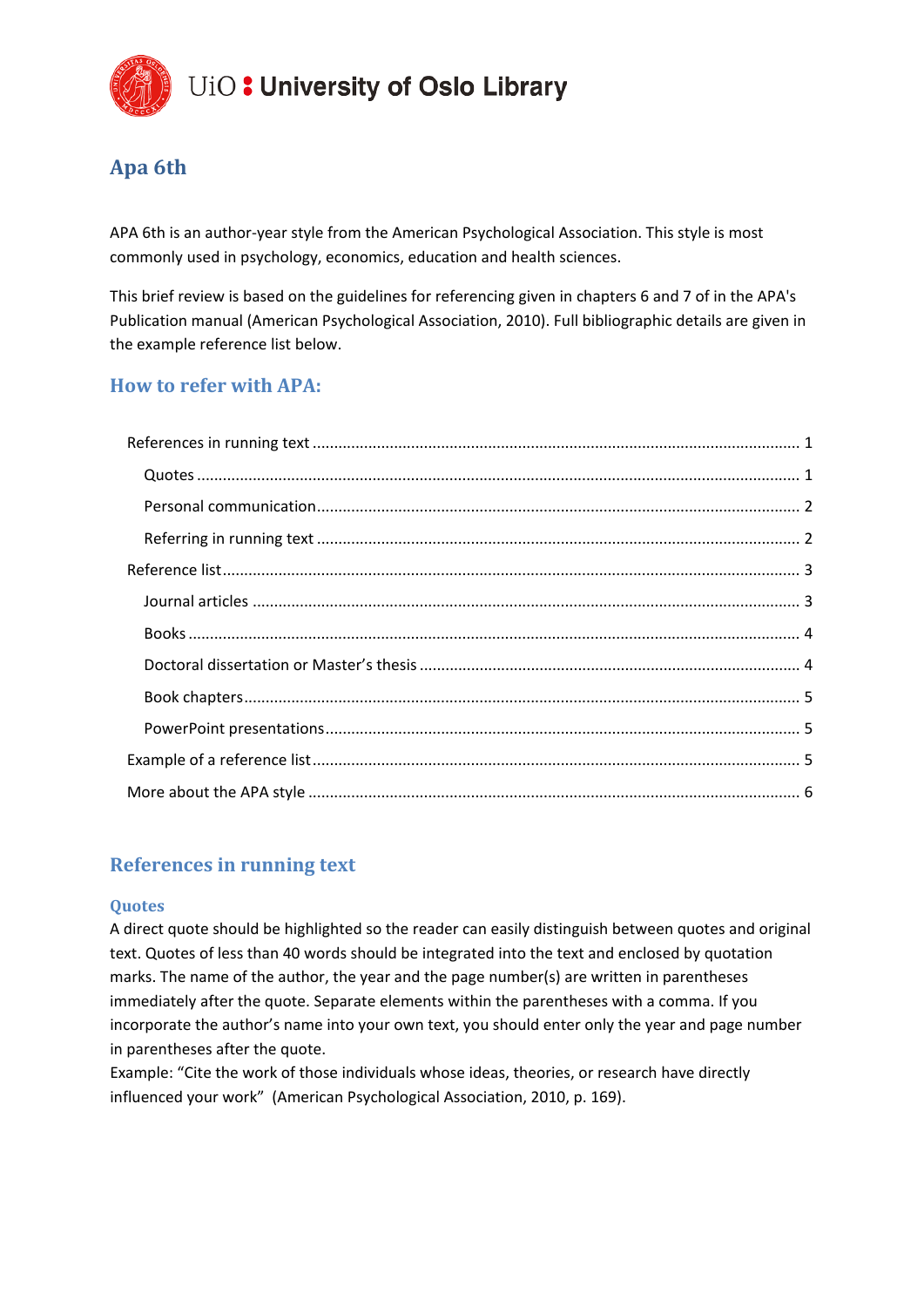UiO : University of Oslo Library

# Apa 6th

APA 6th is an author-year style from the American Psychological Association. This style is most commonly used in psychology, economics, education and health sciences.

This brief review is based on the guidelines for referencing given in chapters 6 and 7 of in the APA's Publication manual (American Psychological Association, 2010). Full bibliographic details are given in the example reference list below.

## How to refer with APA:

- References in running text ........ 1
  - Quotes ........ 1
  - Personal communication ........ 2
  - Referring in running text ........ 2
- Reference list ........ 3
  - Journal articles ........ 3
  - Books ........ 4
  - Doctoral dissertation or Master's thesis ........ 4
  - Book chapters ........ 5
  - PowerPoint presentations ........ 5
- Example of a reference list ........ 5
- More about the APA style ........ 6

## References in running text

### Quotes

A direct quote should be highlighted so the reader can easily distinguish between quotes and original text. Quotes of less than 40 words should be integrated into the text and enclosed by quotation marks. The name of the author, the year and the page number(s) are written in parentheses immediately after the quote. Separate elements within the parentheses with a comma. If you incorporate the author's name into your own text, you should enter only the year and page number in parentheses after the quote.

Example: "Cite the work of those individuals whose ideas, theories, or research have directly influenced your work" (American Psychological Association, 2010, p. 169).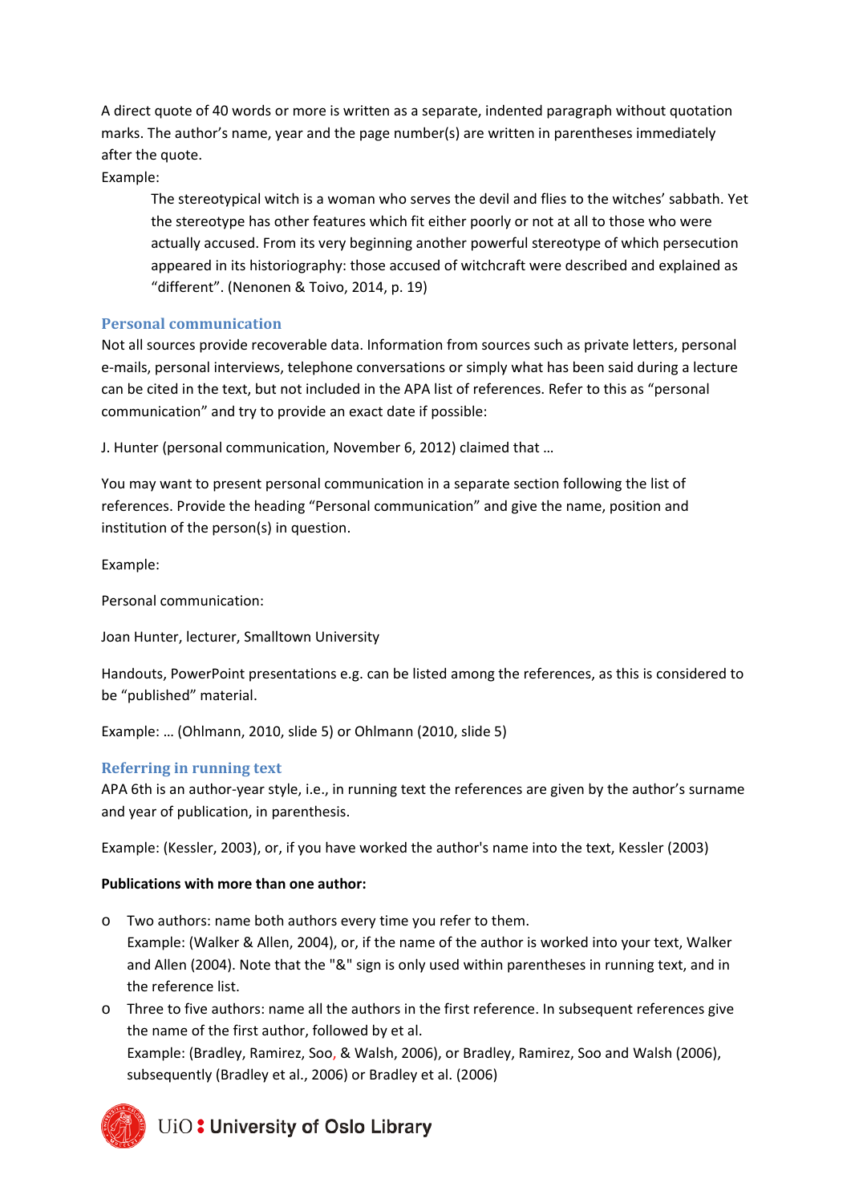A direct quote of 40 words or more is written as a separate, indented paragraph without quotation marks. The author's name, year and the page number(s) are written in parentheses immediately after the quote.
Example:

> The stereotypical witch is a woman who serves the devil and flies to the witches' sabbath. Yet the stereotype has other features which fit either poorly or not at all to those who were actually accused. From its very beginning another powerful stereotype of which persecution appeared in its historiography: those accused of witchcraft were described and explained as "different". (Nenonen & Toivo, 2014, p. 19)

### Personal communication

Not all sources provide recoverable data. Information from sources such as private letters, personal e-mails, personal interviews, telephone conversations or simply what has been said during a lecture can be cited in the text, but not included in the APA list of references. Refer to this as "personal communication" and try to provide an exact date if possible:

J. Hunter (personal communication, November 6, 2012) claimed that …

You may want to present personal communication in a separate section following the list of references. Provide the heading "Personal communication" and give the name, position and institution of the person(s) in question.

Example:

Personal communication:

Joan Hunter, lecturer, Smalltown University

Handouts, PowerPoint presentations e.g. can be listed among the references, as this is considered to be "published" material.

Example: … (Ohlmann, 2010, slide 5) or Ohlmann (2010, slide 5)

### Referring in running text

APA 6th is an author-year style, i.e., in running text the references are given by the author's surname and year of publication, in parenthesis.

Example: (Kessler, 2003), or, if you have worked the author's name into the text, Kessler (2003)

**Publications with more than one author:**

- Two authors: name both authors every time you refer to them.
  Example: (Walker & Allen, 2004), or, if the name of the author is worked into your text, Walker and Allen (2004). Note that the "&" sign is only used within parentheses in running text, and in the reference list.
- Three to five authors: name all the authors in the first reference. In subsequent references give the name of the first author, followed by et al.
  Example: (Bradley, Ramirez, Soo, & Walsh, 2006), or Bradley, Ramirez, Soo and Walsh (2006), subsequently (Bradley et al., 2006) or Bradley et al. (2006)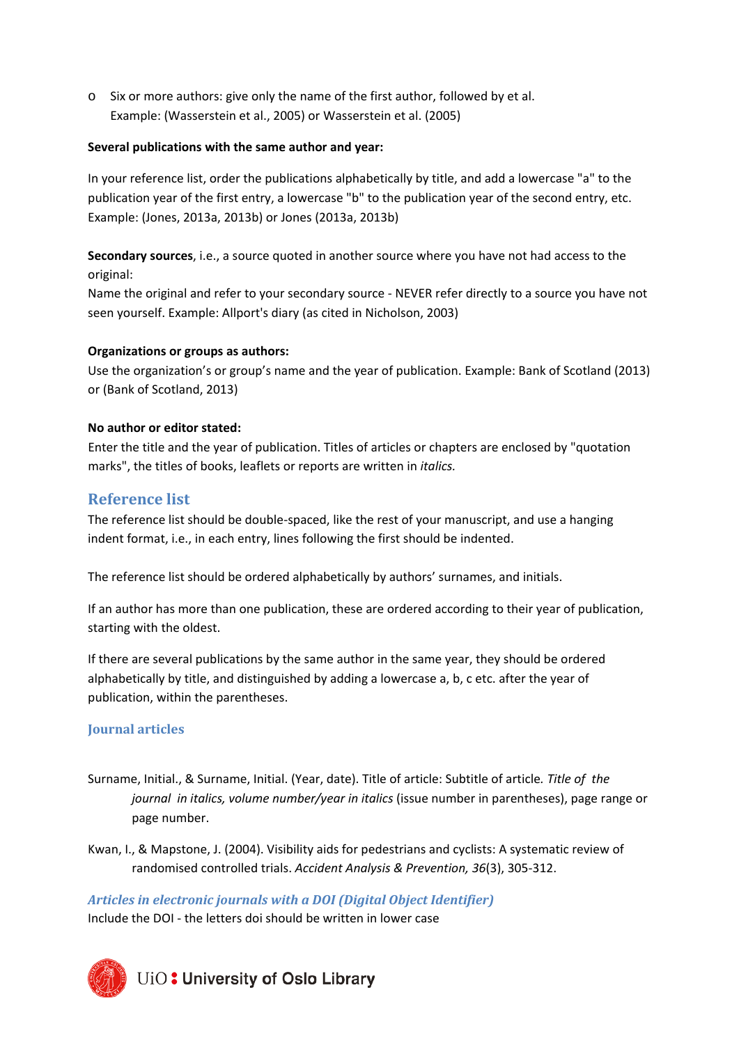- Six or more authors: give only the name of the first author, followed by et al.
  Example: (Wasserstein et al., 2005) or Wasserstein et al. (2005)

**Several publications with the same author and year:**

In your reference list, order the publications alphabetically by title, and add a lowercase "a" to the publication year of the first entry, a lowercase "b" to the publication year of the second entry, etc. Example: (Jones, 2013a, 2013b) or Jones (2013a, 2013b)

**Secondary sources**, i.e., a source quoted in another source where you have not had access to the original:
Name the original and refer to your secondary source - NEVER refer directly to a source you have not seen yourself. Example: Allport's diary (as cited in Nicholson, 2003)

**Organizations or groups as authors:**
Use the organization's or group's name and the year of publication. Example: Bank of Scotland (2013) or (Bank of Scotland, 2013)

**No author or editor stated:**
Enter the title and the year of publication. Titles of articles or chapters are enclosed by "quotation marks", the titles of books, leaflets or reports are written in *italics.*

## Reference list

The reference list should be double-spaced, like the rest of your manuscript, and use a hanging indent format, i.e., in each entry, lines following the first should be indented.

The reference list should be ordered alphabetically by authors' surnames, and initials.

If an author has more than one publication, these are ordered according to their year of publication, starting with the oldest.

If there are several publications by the same author in the same year, they should be ordered alphabetically by title, and distinguished by adding a lowercase a, b, c etc. after the year of publication, within the parentheses.

### Journal articles

Surname, Initial., & Surname, Initial. (Year, date). Title of article: Subtitle of article*. Title of the journal in italics, volume number/year in italics* (issue number in parentheses), page range or page number.

Kwan, I., & Mapstone, J. (2004). Visibility aids for pedestrians and cyclists: A systematic review of randomised controlled trials. *Accident Analysis & Prevention, 36*(3), 305-312.

#### *Articles in electronic journals with a DOI (Digital Object Identifier)*

Include the DOI - the letters doi should be written in lower case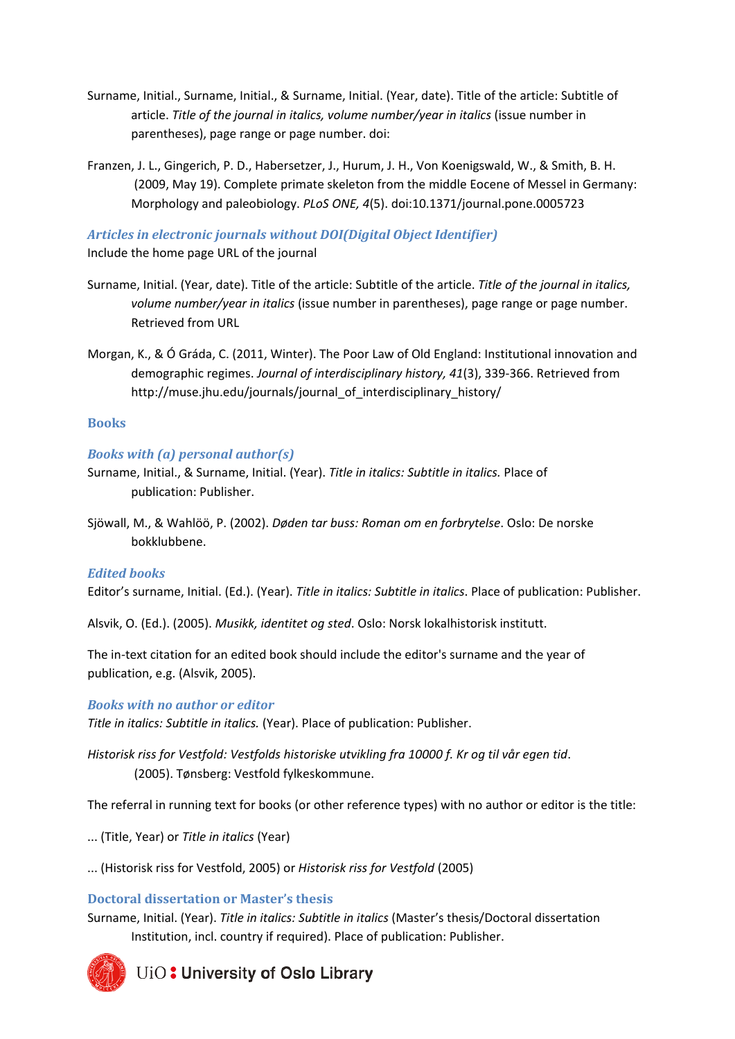Surname, Initial., Surname, Initial., & Surname, Initial. (Year, date). Title of the article: Subtitle of article. *Title of the journal in italics, volume number/year in italics* (issue number in parentheses), page range or page number. doi:

Franzen, J. L., Gingerich, P. D., Habersetzer, J., Hurum, J. H., Von Koenigswald, W., & Smith, B. H. (2009, May 19). Complete primate skeleton from the middle Eocene of Messel in Germany: Morphology and paleobiology. *PLoS ONE, 4*(5). doi:10.1371/journal.pone.0005723

### *Articles in electronic journals without DOI(Digital Object Identifier)*

Include the home page URL of the journal

Surname, Initial. (Year, date). Title of the article: Subtitle of the article. *Title of the journal in italics, volume number/year in italics* (issue number in parentheses), page range or page number. Retrieved from URL

Morgan, K., & Ó Gráda, C. (2011, Winter). The Poor Law of Old England: Institutional innovation and demographic regimes. *Journal of interdisciplinary history, 41*(3), 339-366. Retrieved from http://muse.jhu.edu/journals/journal_of_interdisciplinary_history/

## Books

### *Books with (a) personal author(s)*

Surname, Initial., & Surname, Initial. (Year). *Title in italics: Subtitle in italics.* Place of publication: Publisher.

Sjöwall, M., & Wahlöö, P. (2002). *Døden tar buss: Roman om en forbrytelse*. Oslo: De norske bokklubbene.

### *Edited books*

Editor's surname, Initial. (Ed.). (Year). *Title in italics: Subtitle in italics*. Place of publication: Publisher.

Alsvik, O. (Ed.). (2005). *Musikk, identitet og sted*. Oslo: Norsk lokalhistorisk institutt.

The in-text citation for an edited book should include the editor's surname and the year of publication, e.g. (Alsvik, 2005).

### *Books with no author or editor*

*Title in italics: Subtitle in italics.* (Year). Place of publication: Publisher.

*Historisk riss for Vestfold: Vestfolds historiske utvikling fra 10000 f. Kr og til vår egen tid*. (2005). Tønsberg: Vestfold fylkeskommune.

The referral in running text for books (or other reference types) with no author or editor is the title:

... (Title, Year) or *Title in italics* (Year)

... (Historisk riss for Vestfold, 2005) or *Historisk riss for Vestfold* (2005)

### Doctoral dissertation or Master's thesis

Surname, Initial. (Year). *Title in italics: Subtitle in italics* (Master's thesis/Doctoral dissertation Institution, incl. country if required). Place of publication: Publisher.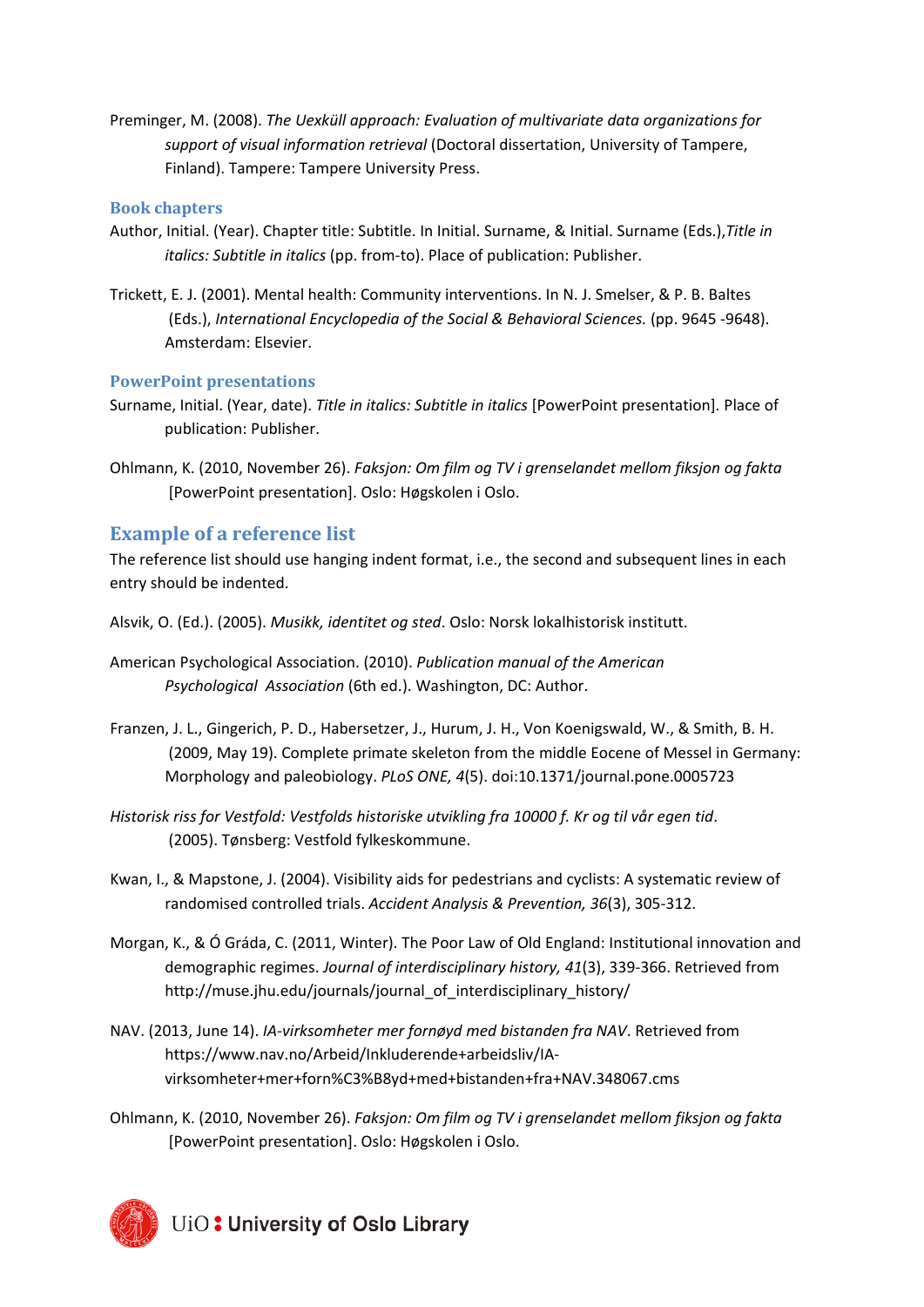Preminger, M. (2008). *The Uexküll approach: Evaluation of multivariate data organizations for support of visual information retrieval* (Doctoral dissertation, University of Tampere, Finland). Tampere: Tampere University Press.

### Book chapters

Author, Initial. (Year). Chapter title: Subtitle. In Initial. Surname, & Initial. Surname (Eds.),*Title in italics: Subtitle in italics* (pp. from-to). Place of publication: Publisher.

Trickett, E. J. (2001). Mental health: Community interventions. In N. J. Smelser, & P. B. Baltes (Eds.), *International Encyclopedia of the Social & Behavioral Sciences.* (pp. 9645 -9648). Amsterdam: Elsevier.

### PowerPoint presentations

Surname, Initial. (Year, date). *Title in italics: Subtitle in italics* [PowerPoint presentation]. Place of publication: Publisher.

Ohlmann, K. (2010, November 26). *Faksjon: Om film og TV i grenselandet mellom fiksjon og fakta* [PowerPoint presentation]. Oslo: Høgskolen i Oslo.

## Example of a reference list

The reference list should use hanging indent format, i.e., the second and subsequent lines in each entry should be indented.

Alsvik, O. (Ed.). (2005). *Musikk, identitet og sted*. Oslo: Norsk lokalhistorisk institutt.

American Psychological Association. (2010). *Publication manual of the American Psychological Association* (6th ed.). Washington, DC: Author.

Franzen, J. L., Gingerich, P. D., Habersetzer, J., Hurum, J. H., Von Koenigswald, W., & Smith, B. H. (2009, May 19). Complete primate skeleton from the middle Eocene of Messel in Germany: Morphology and paleobiology. *PLoS ONE, 4*(5). doi:10.1371/journal.pone.0005723

*Historisk riss for Vestfold: Vestfolds historiske utvikling fra 10000 f. Kr og til vår egen tid*. (2005). Tønsberg: Vestfold fylkeskommune.

Kwan, I., & Mapstone, J. (2004). Visibility aids for pedestrians and cyclists: A systematic review of randomised controlled trials. *Accident Analysis & Prevention, 36*(3), 305-312.

Morgan, K., & Ó Gráda, C. (2011, Winter). The Poor Law of Old England: Institutional innovation and demographic regimes. *Journal of interdisciplinary history, 41*(3), 339-366. Retrieved from http://muse.jhu.edu/journals/journal_of_interdisciplinary_history/

NAV. (2013, June 14). *IA-virksomheter mer fornøyd med bistanden fra NAV*. Retrieved from https://www.nav.no/Arbeid/Inkluderende+arbeidsliv/IA-virksomheter+mer+forn%C3%B8yd+med+bistanden+fra+NAV.348067.cms

Ohlmann, K. (2010, November 26). *Faksjon: Om film og TV i grenselandet mellom fiksjon og fakta* [PowerPoint presentation]. Oslo: Høgskolen i Oslo.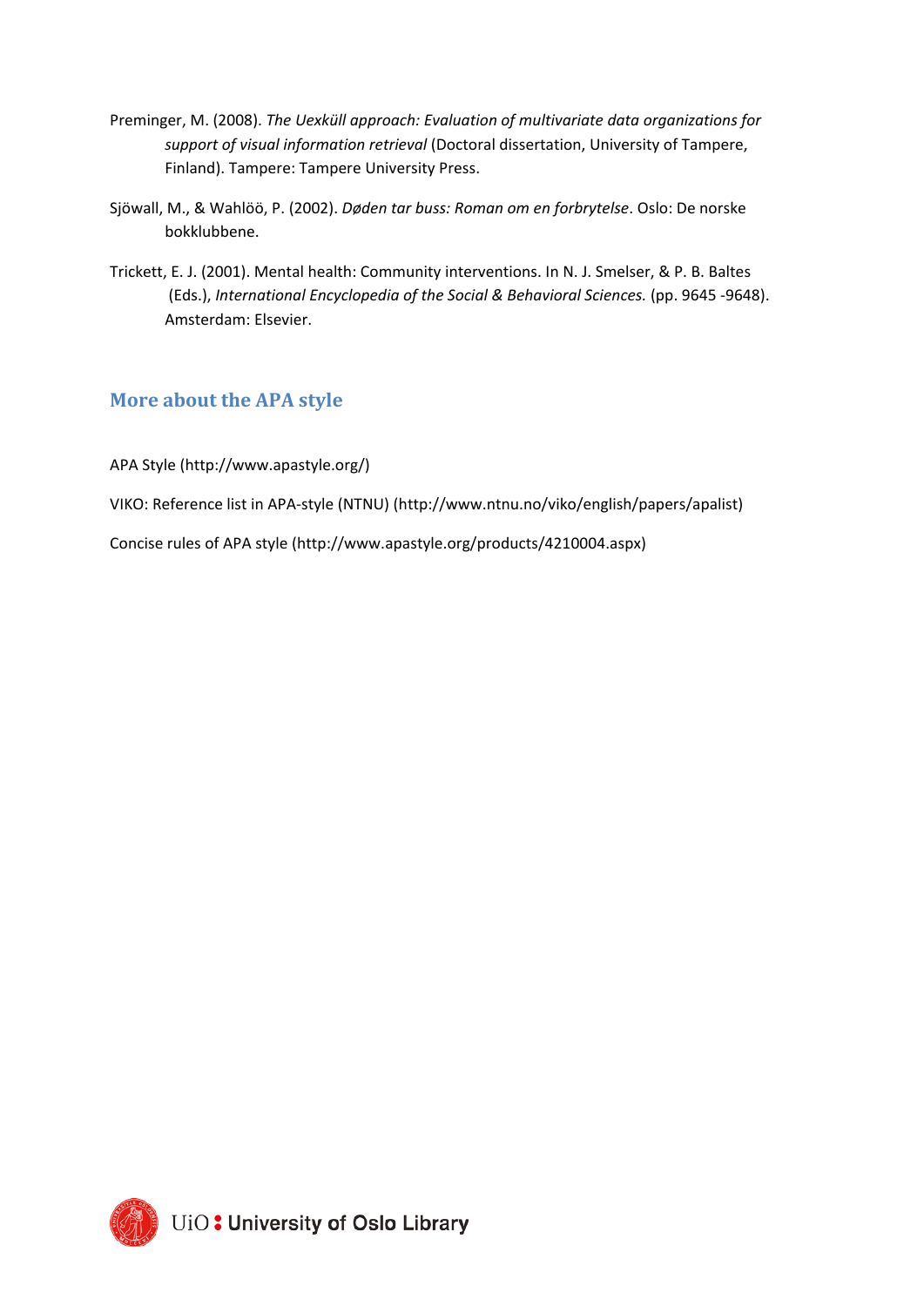Preminger, M. (2008). *The Uexküll approach: Evaluation of multivariate data organizations for support of visual information retrieval* (Doctoral dissertation, University of Tampere, Finland). Tampere: Tampere University Press.

Sjöwall, M., & Wahlöö, P. (2002). *Døden tar buss: Roman om en forbrytelse*. Oslo: De norske bokklubbene.

Trickett, E. J. (2001). Mental health: Community interventions. In N. J. Smelser, & P. B. Baltes (Eds.), *International Encyclopedia of the Social & Behavioral Sciences.* (pp. 9645 -9648). Amsterdam: Elsevier.

## More about the APA style

APA Style (http://www.apastyle.org/)

VIKO: Reference list in APA-style (NTNU) (http://www.ntnu.no/viko/english/papers/apalist)

Concise rules of APA style (http://www.apastyle.org/products/4210004.aspx)